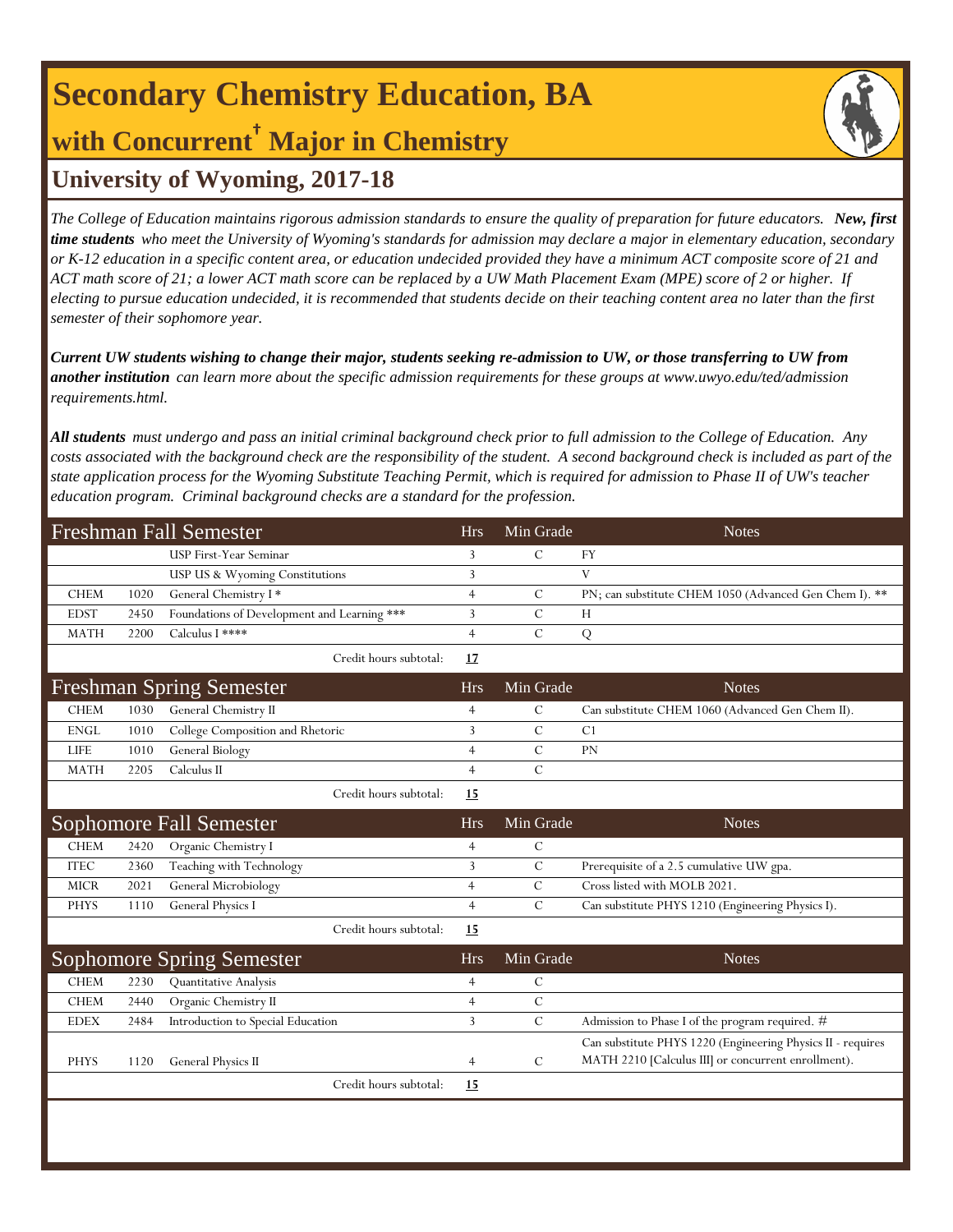# Secondary Chemistry Education, BA

## with Concurrent† Major in Chemistry

## University of Wyoming, 2017-18

*The College of Education maintains rigorous admission standards to ensure the quality of preparation for future educators.* ***New, first time students*** *who meet the University of Wyoming's standards for admission may declare a major in elementary education, secondary or K-12 education in a specific content area, or education undecided provided they have a minimum ACT composite score of 21 and ACT math score of 21; a lower ACT math score can be replaced by a UW Math Placement Exam (MPE) score of 2 or higher. If electing to pursue education undecided, it is recommended that students decide on their teaching content area no later than the first semester of their sophomore year.*

***Current UW students wishing to change their major, students seeking re-admission to UW, or those transferring to UW from another institution*** *can learn more about the specific admission requirements for these groups at www.uwyo.edu/ted/admission requirements.html.*

***All students*** *must undergo and pass an initial criminal background check prior to full admission to the College of Education. Any costs associated with the background check are the responsibility of the student. A second background check is included as part of the state application process for the Wyoming Substitute Teaching Permit, which is required for admission to Phase II of UW's teacher education program. Criminal background checks are a standard for the profession.*

| Freshman Fall Semester | | | Hrs | Min Grade | Notes |
|---|---|---|---|---|---|
| | | USP First-Year Seminar | 3 | C | FY |
| | | USP US & Wyoming Constitutions | 3 | | V |
| CHEM | 1020 | General Chemistry I * | 4 | C | PN; can substitute CHEM 1050 (Advanced Gen Chem I). ** |
| EDST | 2450 | Foundations of Development and Learning *** | 3 | C | H |
| MATH | 2200 | Calculus I **** | 4 | C | Q |
| | | Credit hours subtotal: | **17** | | |

| Freshman Spring Semester | | | Hrs | Min Grade | Notes |
|---|---|---|---|---|---|
| CHEM | 1030 | General Chemistry II | 4 | C | Can substitute CHEM 1060 (Advanced Gen Chem II). |
| ENGL | 1010 | College Composition and Rhetoric | 3 | C | C1 |
| LIFE | 1010 | General Biology | 4 | C | PN |
| MATH | 2205 | Calculus II | 4 | C | |
| | | Credit hours subtotal: | **15** | | |

| Sophomore Fall Semester | | | Hrs | Min Grade | Notes |
|---|---|---|---|---|---|
| CHEM | 2420 | Organic Chemistry I | 4 | C | |
| ITEC | 2360 | Teaching with Technology | 3 | C | Prerequisite of a 2.5 cumulative UW gpa. |
| MICR | 2021 | General Microbiology | 4 | C | Cross listed with MOLB 2021. |
| PHYS | 1110 | General Physics I | 4 | C | Can substitute PHYS 1210 (Engineering Physics I). |
| | | Credit hours subtotal: | **15** | | |

| Sophomore Spring Semester | | | Hrs | Min Grade | Notes |
|---|---|---|---|---|---|
| CHEM | 2230 | Quantitative Analysis | 4 | C | |
| CHEM | 2440 | Organic Chemistry II | 4 | C | |
| EDEX | 2484 | Introduction to Special Education | 3 | C | Admission to Phase I of the program required. # |
| PHYS | 1120 | General Physics II | 4 | C | Can substitute PHYS 1220 (Engineering Physics II - requires MATH 2210 [Calculus III] or concurrent enrollment). |
| | | Credit hours subtotal: | **15** | | |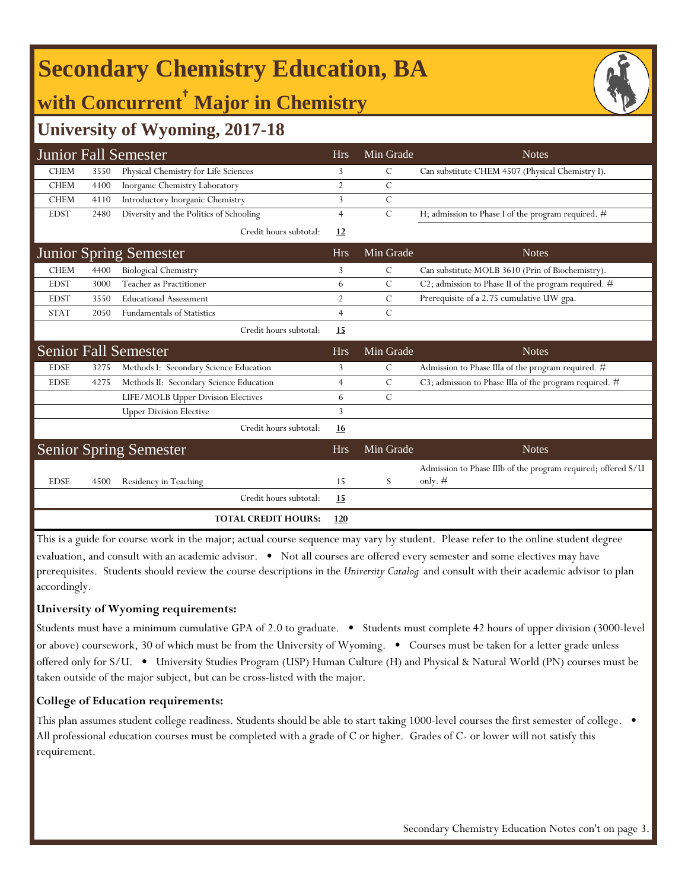# Secondary Chemistry Education, BA

## with Concurrent† Major in Chemistry

## University of Wyoming, 2017-18

| Junior Fall Semester | | | Hrs | Min Grade | Notes |
|---|---|---|---|---|---|
| CHEM | 3550 | Physical Chemistry for Life Sciences | 3 | C | Can substitute CHEM 4507 (Physical Chemistry I). |
| CHEM | 4100 | Inorganic Chemistry Laboratory | 2 | C | |
| CHEM | 4110 | Introductory Inorganic Chemistry | 3 | C | |
| EDST | 2480 | Diversity and the Politics of Schooling | 4 | C | H; admission to Phase I of the program required. # |
| | | Credit hours subtotal: | **12** | | |

| Junior Spring Semester | | | Hrs | Min Grade | Notes |
|---|---|---|---|---|---|
| CHEM | 4400 | Biological Chemistry | 3 | C | Can substitute MOLB 3610 (Prin of Biochemistry). |
| EDST | 3000 | Teacher as Practitioner | 6 | C | C2; admission to Phase II of the program required. # |
| EDST | 3550 | Educational Assessment | 2 | C | Prerequisite of a 2.75 cumulative UW gpa. |
| STAT | 2050 | Fundamentals of Statistics | 4 | C | |
| | | Credit hours subtotal: | **15** | | |

| Senior Fall Semester | | | Hrs | Min Grade | Notes |
|---|---|---|---|---|---|
| EDSE | 3275 | Methods I: Secondary Science Education | 3 | C | Admission to Phase IIIa of the program required. # |
| EDSE | 4275 | Methods II: Secondary Science Education | 4 | C | C3; admission to Phase IIIa of the program required. # |
| | | LIFE/MOLB Upper Division Electives | 6 | C | |
| | | Upper Division Elective | 3 | | |
| | | Credit hours subtotal: | **16** | | |

| Senior Spring Semester | | | Hrs | Min Grade | Notes |
|---|---|---|---|---|---|
| EDSE | 4500 | Residency in Teaching | 15 | S | Admission to Phase IIIb of the program required; offered S/U only. # |
| | | Credit hours subtotal: | **15** | | |
| | | **TOTAL CREDIT HOURS:** | **120** | | |

This is a guide for course work in the major; actual course sequence may vary by student. Please refer to the online student degree evaluation, and consult with an academic advisor. • Not all courses are offered every semester and some electives may have prerequisites. Students should review the course descriptions in the *University Catalog* and consult with their academic advisor to plan accordingly.

**University of Wyoming requirements:**

Students must have a minimum cumulative GPA of 2.0 to graduate. • Students must complete 42 hours of upper division (3000-level or above) coursework, 30 of which must be from the University of Wyoming. • Courses must be taken for a letter grade unless offered only for S/U. • University Studies Program (USP) Human Culture (H) and Physical & Natural World (PN) courses must be taken outside of the major subject, but can be cross-listed with the major.

**College of Education requirements:**

This plan assumes student college readiness. Students should be able to start taking 1000-level courses the first semester of college. • All professional education courses must be completed with a grade of C or higher. Grades of C- or lower will not satisfy this requirement.

Secondary Chemistry Education Notes con't on page 3.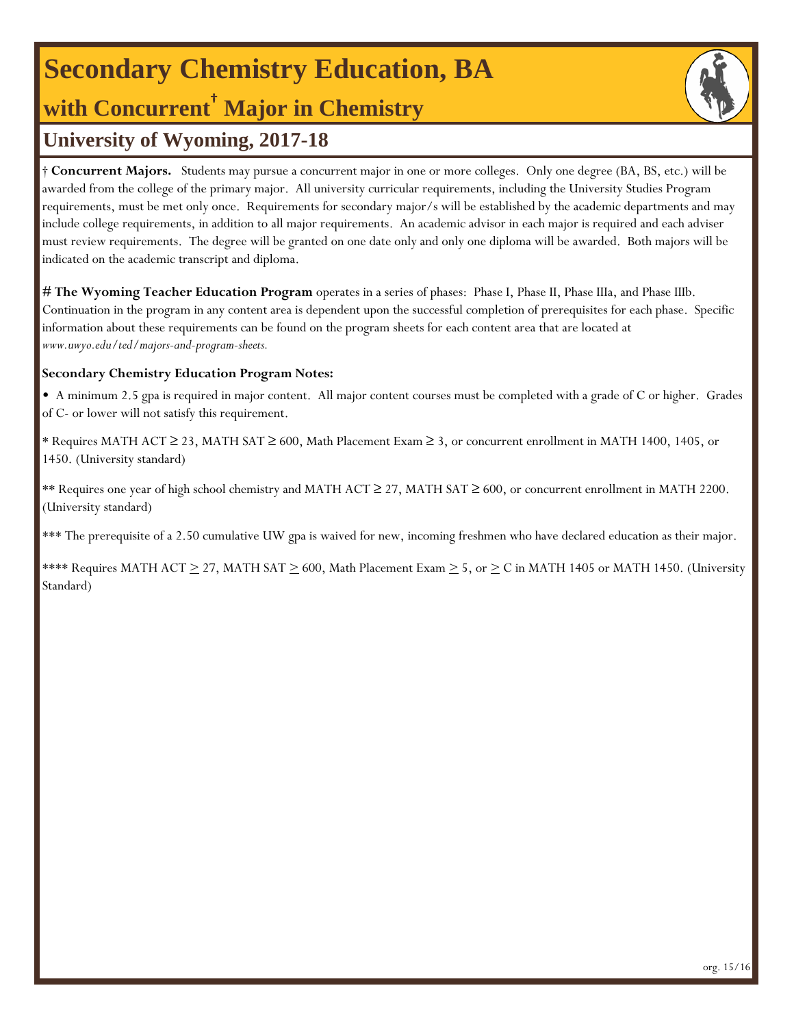# Secondary Chemistry Education, BA

## with Concurrent† Major in Chemistry

## University of Wyoming, 2017-18

† **Concurrent Majors.** Students may pursue a concurrent major in one or more colleges. Only one degree (BA, BS, etc.) will be awarded from the college of the primary major. All university curricular requirements, including the University Studies Program requirements, must be met only once. Requirements for secondary major/s will be established by the academic departments and may include college requirements, in addition to all major requirements. An academic advisor in each major is required and each adviser must review requirements. The degree will be granted on one date only and only one diploma will be awarded. Both majors will be indicated on the academic transcript and diploma.

**# The Wyoming Teacher Education Program** operates in a series of phases: Phase I, Phase II, Phase IIIa, and Phase IIIb. Continuation in the program in any content area is dependent upon the successful completion of prerequisites for each phase. Specific information about these requirements can be found on the program sheets for each content area that are located at *www.uwyo.edu/ted/majors-and-program-sheets.*

**Secondary Chemistry Education Program Notes:**

• A minimum 2.5 gpa is required in major content. All major content courses must be completed with a grade of C or higher. Grades of C- or lower will not satisfy this requirement.

* Requires MATH ACT ≥ 23, MATH SAT ≥ 600, Math Placement Exam ≥ 3, or concurrent enrollment in MATH 1400, 1405, or 1450. (University standard)

** Requires one year of high school chemistry and MATH ACT ≥ 27, MATH SAT ≥ 600, or concurrent enrollment in MATH 2200. (University standard)

*** The prerequisite of a 2.50 cumulative UW gpa is waived for new, incoming freshmen who have declared education as their major.

**** Requires MATH ACT ≥ 27, MATH SAT ≥ 600, Math Placement Exam ≥ 5, or ≥ C in MATH 1405 or MATH 1450. (University Standard)

org. 15/16